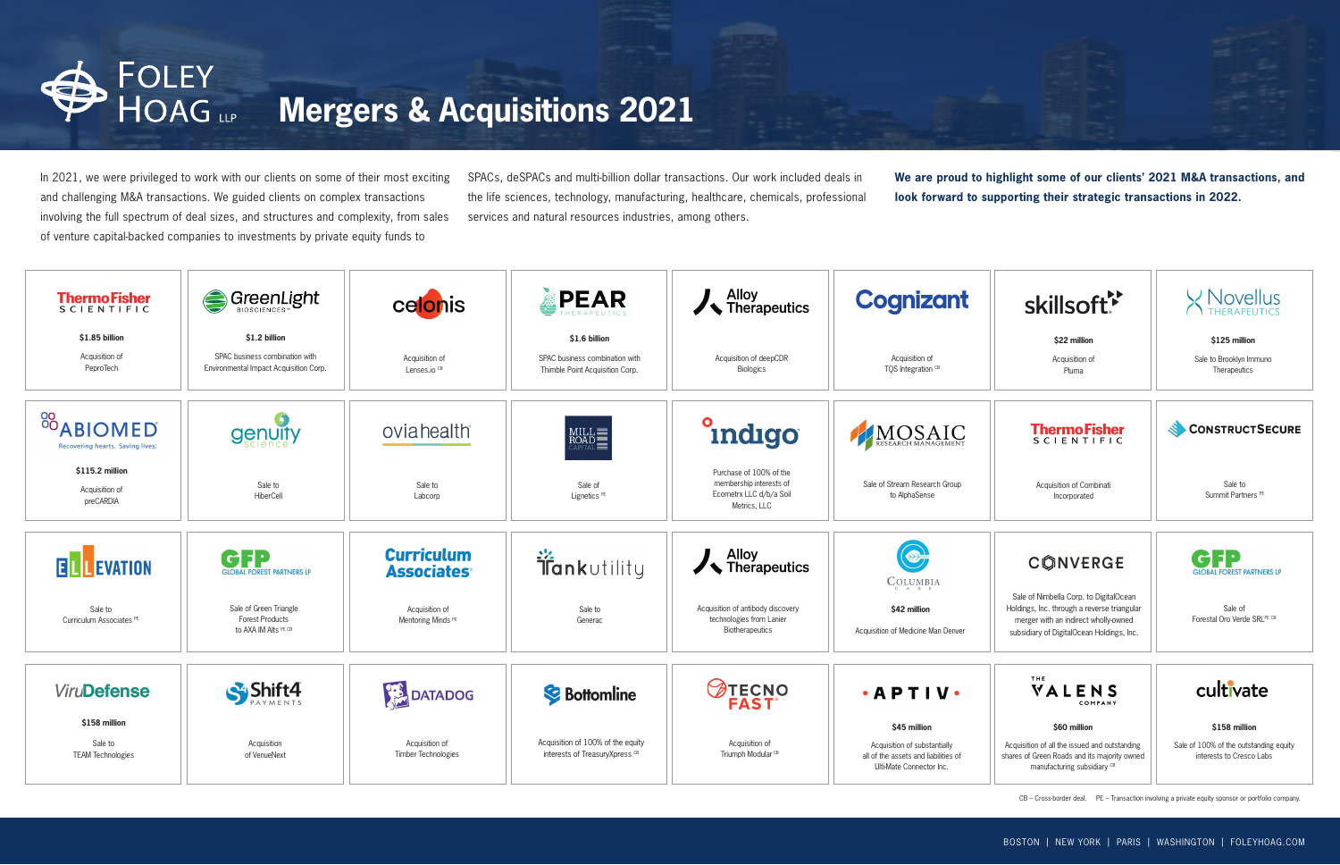# Foley Hoag LLP — Mergers & Acquisitions 2021

In 2021, we were privileged to work with our clients on some of their most exciting and challenging M&A transactions. We guided clients on complex transactions involving the full spectrum of deal sizes, and structures and complexity, from sales of venture capital-backed companies to investments by private equity funds to SPACs, deSPACs and multi-billion dollar transactions. Our work included deals in the life sciences, technology, manufacturing, healthcare, chemicals, professional services and natural resources industries, among others.

**We are proud to highlight some of our clients' 2021 M&A transactions, and look forward to supporting their strategic transactions in 2022.**

| Client | Value | Transaction |
|---|---|---|
| Thermo Fisher Scientific | $1.85 billion | Acquisition of PeproTech |
| GreenLight Biosciences | $1.2 billion | SPAC business combination with Environmental Impact Acquisition Corp. |
| Celonis | | Acquisition of Lenses.io CB |
| Pear Therapeutics | $1.6 billion | SPAC business combination with Thimble Point Acquisition Corp. |
| Alloy Therapeutics | | Acquisition of deepCDR Biologics |
| Cognizant | | Acquisition of TQS Integration CB |
| Skillsoft | $22 million | Acquisition of Pluma |
| Novellus Therapeutics | $125 million | Sale to Brooklyn Immuno Therapeutics |
| Abiomed | $115.2 million | Acquisition of preCARDIA |
| Genuity Science | | Sale to HiberCell |
| Ovia Health | | Sale to Labcorp |
| Mill Road Capital | | Sale of Lignetics PE |
| Indigo | | Purchase of 100% of the membership interests of Ecometrx LLC d/b/a Soil Metrics, LLC |
| Mosaic Research Management | | Sale of Stream Research Group to AlphaSense |
| Thermo Fisher Scientific | | Acquisition of Combinati Incorporated |
| ConstructSecure | | Sale to Summit Partners PE |
| Elevation | | Sale to Curriculum Associates PE |
| GFP Global Forest Partners LP | | Sale of Green Triangle Forest Products to AXA IM Alts PE CB |
| Curriculum Associates | | Acquisition of Mentoring Minds PE |
| Tank Utility | | Sale to Generac |
| Alloy Therapeutics | | Acquisition of antibody discovery technologies from Lanier Biotherapeutics |
| Columbia Care | $42 million | Acquisition of Medicine Man Denver |
| Converge | | Sale of Nimbella Corp. to DigitalOcean Holdings, Inc. through a reverse triangular merger with an indirect wholly-owned subsidiary of DigitalOcean Holdings, Inc. |
| GFP Global Forest Partners LP | | Sale of Forestal Oro Verde SRL PE CB |
| ViruDefense | $158 million | Sale to TEAM Technologies |
| Shift4 Payments | | Acquisition of VenueNext |
| Datadog | | Acquisition of Timber Technologies |
| Bottomline | | Acquisition of 100% of the equity interests of TreasuryXpress CB |
| Tecno Fast | | Acquisition of Triumph Modular CB |
| Aptiv | $45 million | Acquisition of substantially all of the assets and liabilities of UltiMate Connector Inc. |
| The Valens Company | $60 million | Acquisition of all the issued and outstanding shares of Green Roads and its majority owned manufacturing subsidiary CB |
| Cultivate | $158 million | Sale of 100% of the outstanding equity interests to Cresco Labs |

CB – Cross-border deal. PE – Transaction involving a private equity sponsor or portfolio company.

BOSTON | NEW YORK | PARIS | WASHINGTON | FOLEYHOAG.COM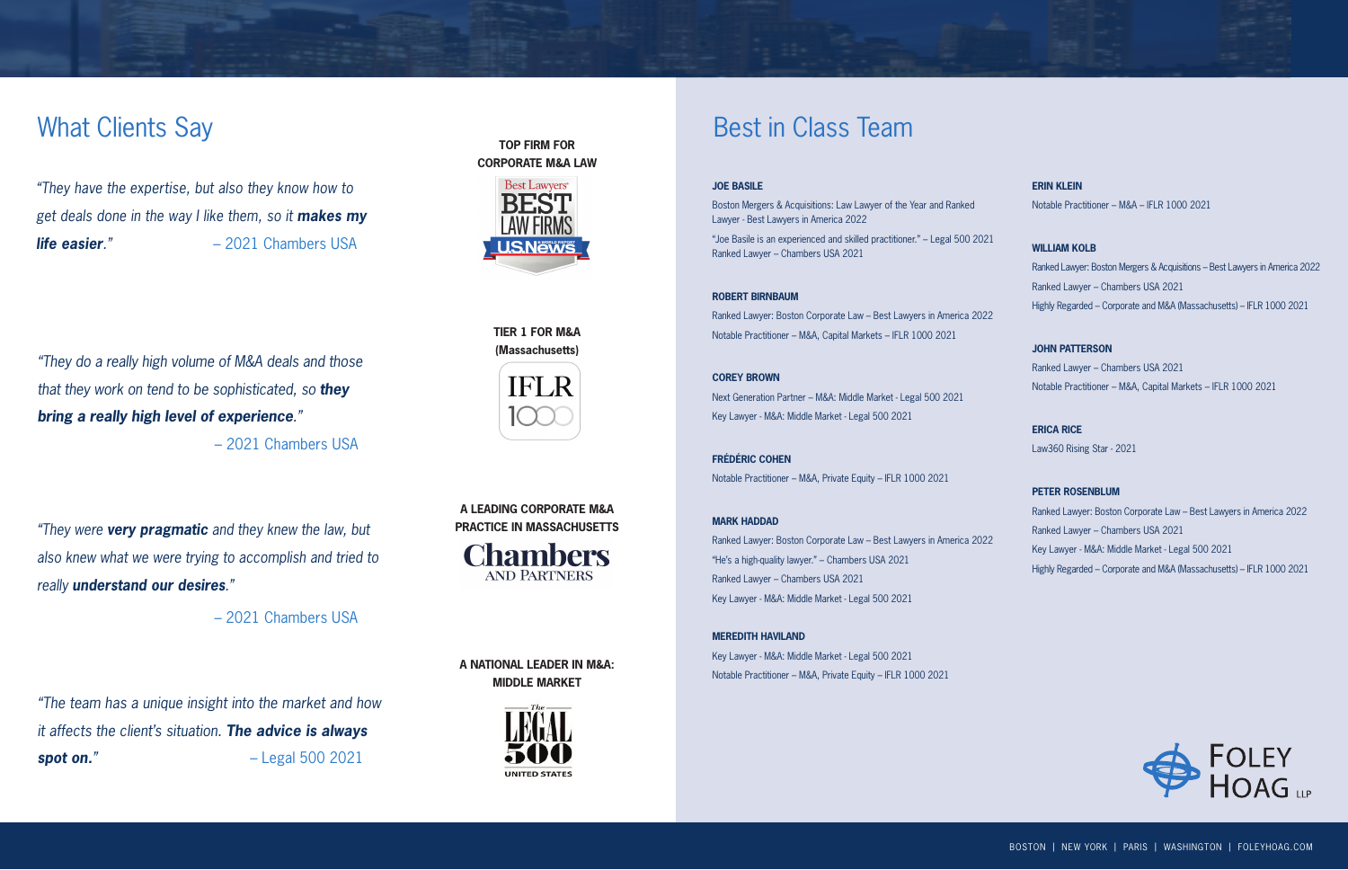## What Clients Say

*"They have the expertise, but also they know how to get deals done in the way I like them, so it* ***makes my life easier****."* – 2021 Chambers USA

*"They do a really high volume of M&A deals and those that they work on tend to be sophisticated, so* ***they bring a really high level of experience****."* – 2021 Chambers USA

*"They were* ***very pragmatic*** *and they knew the law, but also knew what we were trying to accomplish and tried to really* ***understand our desires****."* – 2021 Chambers USA

*"The team has a unique insight into the market and how it affects the client's situation.* ***The advice is always spot on.****"* – Legal 500 2021

**TOP FIRM FOR CORPORATE M&A LAW**

Best Lawyers BEST LAW FIRMS U.S.News

**TIER 1 FOR M&A (Massachusetts)**

IFLR 1000

**A LEADING CORPORATE M&A PRACTICE IN MASSACHUSETTS**

Chambers AND PARTNERS

**A NATIONAL LEADER IN M&A: MIDDLE MARKET**

The LEGAL 500 UNITED STATES

## Best in Class Team

**JOE BASILE**

Boston Mergers & Acquisitions: Law Lawyer of the Year and Ranked Lawyer - Best Lawyers in America 2022

"Joe Basile is an experienced and skilled practitioner." – Legal 500 2021

Ranked Lawyer – Chambers USA 2021

**ROBERT BIRNBAUM**

Ranked Lawyer: Boston Corporate Law – Best Lawyers in America 2022

Notable Practitioner – M&A, Capital Markets – IFLR 1000 2021

**COREY BROWN**

Next Generation Partner – M&A: Middle Market - Legal 500 2021

Key Lawyer - M&A: Middle Market - Legal 500 2021

**FRÉDÉRIC COHEN**

Notable Practitioner – M&A, Private Equity – IFLR 1000 2021

**MARK HADDAD**

Ranked Lawyer: Boston Corporate Law – Best Lawyers in America 2022

"He's a high-quality lawyer." – Chambers USA 2021

Ranked Lawyer – Chambers USA 2021

Key Lawyer - M&A: Middle Market - Legal 500 2021

**MEREDITH HAVILAND**

Key Lawyer - M&A: Middle Market - Legal 500 2021

Notable Practitioner – M&A, Private Equity – IFLR 1000 2021

**ERIN KLEIN**

Notable Practitioner – M&A – IFLR 1000 2021

**WILLIAM KOLB**

Ranked Lawyer: Boston Mergers & Acquisitions – Best Lawyers in America 2022

Ranked Lawyer – Chambers USA 2021

Highly Regarded – Corporate and M&A (Massachusetts) – IFLR 1000 2021

**JOHN PATTERSON**

Ranked Lawyer – Chambers USA 2021

Notable Practitioner – M&A, Capital Markets – IFLR 1000 2021

**ERICA RICE**

Law360 Rising Star - 2021

**PETER ROSENBLUM**

Ranked Lawyer: Boston Corporate Law – Best Lawyers in America 2022

Ranked Lawyer – Chambers USA 2021

Key Lawyer - M&A: Middle Market - Legal 500 2021

Highly Regarded – Corporate and M&A (Massachusetts) – IFLR 1000 2021

FOLEY HOAG LLP

BOSTON | NEW YORK | PARIS | WASHINGTON | FOLEYHOAG.COM